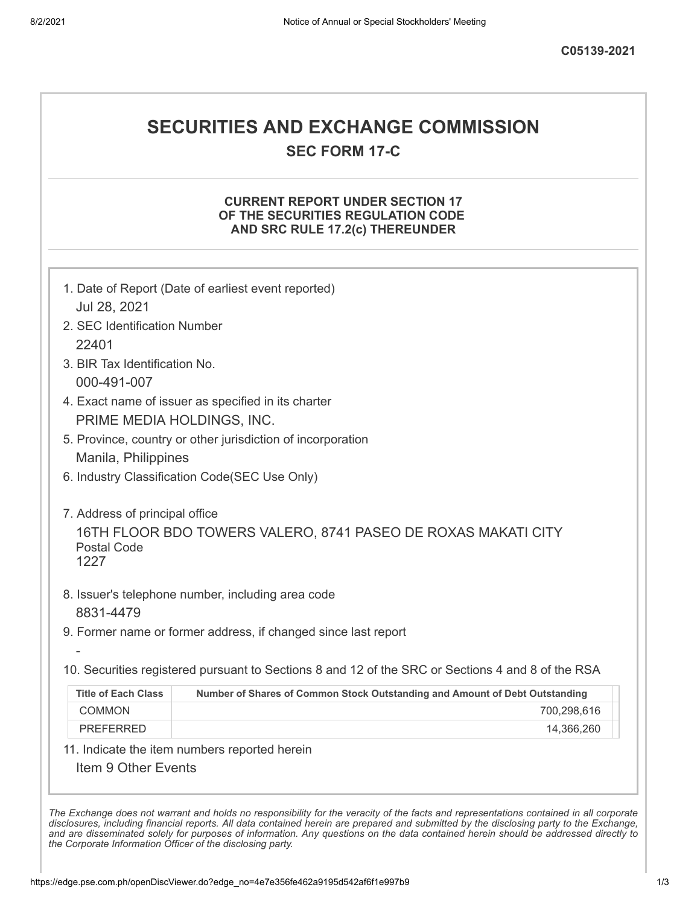**C05139-2021**

# SECURITIES AND EXCHANGE COMMISSION

## SEC FORM 17-C

### CURRENT REPORT UNDER SECTION 17 OF THE SECURITIES REGULATION CODE AND SRC RULE 17.2(c) THEREUNDER

1. Date of Report (Date of earliest event reported)
   Jul 28, 2021
2. SEC Identification Number
   22401
3. BIR Tax Identification No.
   000-491-007
4. Exact name of issuer as specified in its charter
   PRIME MEDIA HOLDINGS, INC.
5. Province, country or other jurisdiction of incorporation
   Manila, Philippines
6. Industry Classification Code(SEC Use Only)

7. Address of principal office
   16TH FLOOR BDO TOWERS VALERO, 8741 PASEO DE ROXAS MAKATI CITY
   Postal Code
   1227
8. Issuer's telephone number, including area code
   8831-4479
9. Former name or former address, if changed since last report
   -
10. Securities registered pursuant to Sections 8 and 12 of the SRC or Sections 4 and 8 of the RSA

| Title of Each Class | Number of Shares of Common Stock Outstanding and Amount of Debt Outstanding |
|---|---|
| COMMON | 700,298,616 |
| PREFERRED | 14,366,260 |

11. Indicate the item numbers reported herein
    Item 9 Other Events

*The Exchange does not warrant and holds no responsibility for the veracity of the facts and representations contained in all corporate disclosures, including financial reports. All data contained herein are prepared and submitted by the disclosing party to the Exchange, and are disseminated solely for purposes of information. Any questions on the data contained herein should be addressed directly to the Corporate Information Officer of the disclosing party.*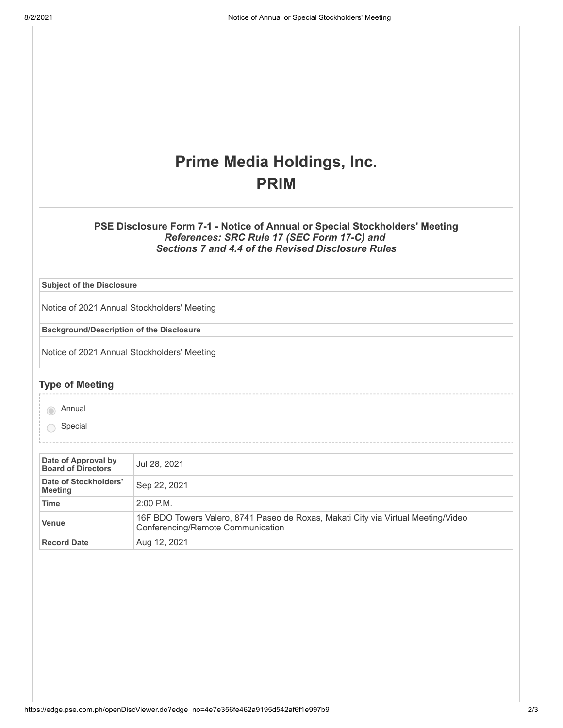# Prime Media Holdings, Inc.
# PRIM

### PSE Disclosure Form 7-1 - Notice of Annual or Special Stockholders' Meeting
***References: SRC Rule 17 (SEC Form 17-C) and***
***Sections 7 and 4.4 of the Revised Disclosure Rules***

| **Subject of the Disclosure** |
| --- |
| Notice of 2021 Annual Stockholders' Meeting |
| **Background/Description of the Disclosure** |
| Notice of 2021 Annual Stockholders' Meeting |

## Type of Meeting

- (●) Annual
- ( ) Special

| | |
| --- | --- |
| **Date of Approval by Board of Directors** | Jul 28, 2021 |
| **Date of Stockholders' Meeting** | Sep 22, 2021 |
| **Time** | 2:00 P.M. |
| **Venue** | 16F BDO Towers Valero, 8741 Paseo de Roxas, Makati City via Virtual Meeting/Video Conferencing/Remote Communication |
| **Record Date** | Aug 12, 2021 |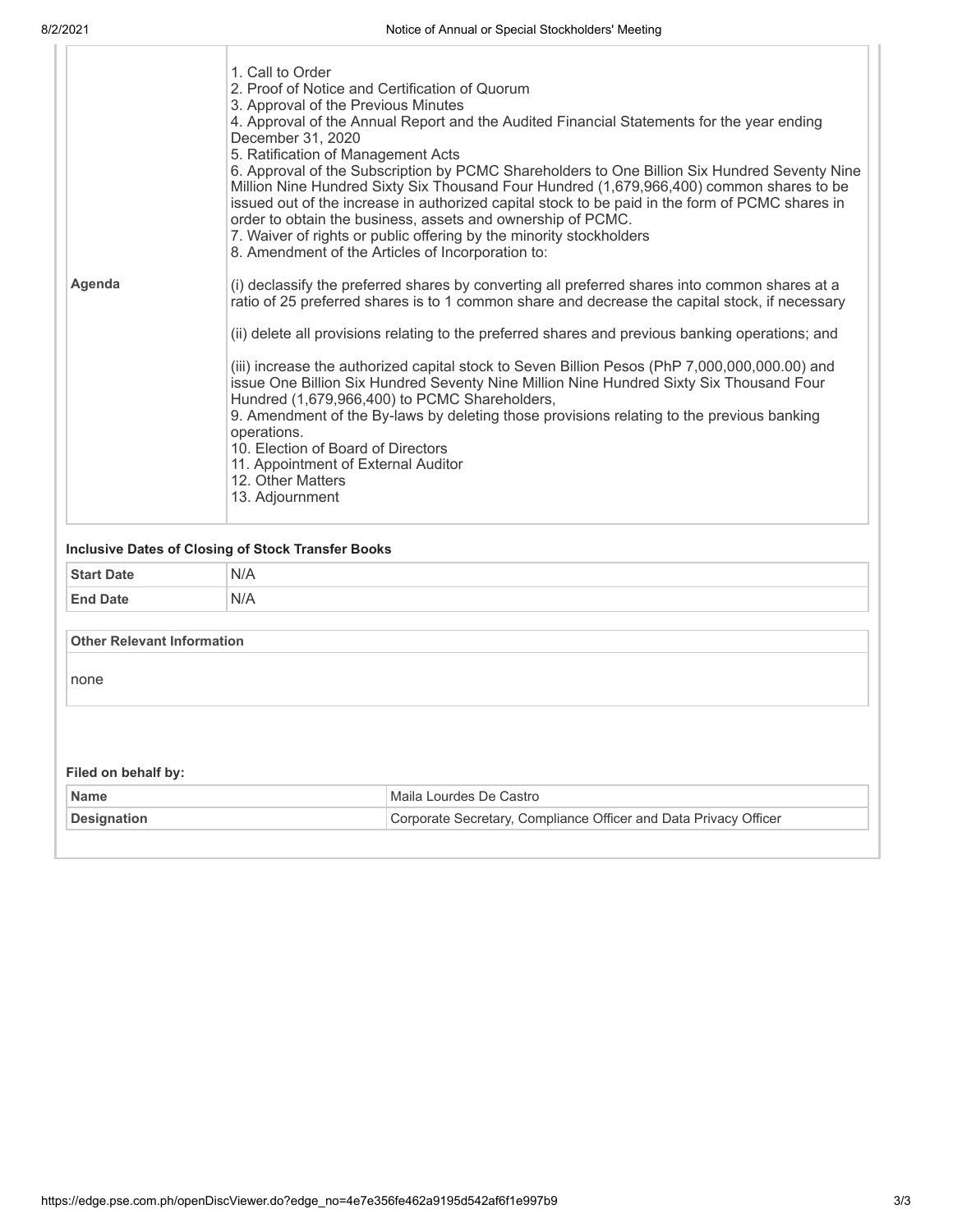| | |
|---|---|
| **Agenda** | 1. Call to Order<br>2. Proof of Notice and Certification of Quorum<br>3. Approval of the Previous Minutes<br>4. Approval of the Annual Report and the Audited Financial Statements for the year ending December 31, 2020<br>5. Ratification of Management Acts<br>6. Approval of the Subscription by PCMC Shareholders to One Billion Six Hundred Seventy Nine Million Nine Hundred Sixty Six Thousand Four Hundred (1,679,966,400) common shares to be issued out of the increase in authorized capital stock to be paid in the form of PCMC shares in order to obtain the business, assets and ownership of PCMC.<br>7. Waiver of rights or public offering by the minority stockholders<br>8. Amendment of the Articles of Incorporation to:<br><br>(i) declassify the preferred shares by converting all preferred shares into common shares at a ratio of 25 preferred shares is to 1 common share and decrease the capital stock, if necessary<br><br>(ii) delete all provisions relating to the preferred shares and previous banking operations; and<br><br>(iii) increase the authorized capital stock to Seven Billion Pesos (PhP 7,000,000,000.00) and issue One Billion Six Hundred Seventy Nine Million Nine Hundred Sixty Six Thousand Four Hundred (1,679,966,400) to PCMC Shareholders,<br>9. Amendment of the By-laws by deleting those provisions relating to the previous banking operations.<br>10. Election of Board of Directors<br>11. Appointment of External Auditor<br>12. Other Matters<br>13. Adjournment |

**Inclusive Dates of Closing of Stock Transfer Books**

| | |
|---|---|
| **Start Date** | N/A |
| **End Date** | N/A |

**Other Relevant Information**

none

**Filed on behalf by:**

| | |
|---|---|
| **Name** | Maila Lourdes De Castro |
| **Designation** | Corporate Secretary, Compliance Officer and Data Privacy Officer |